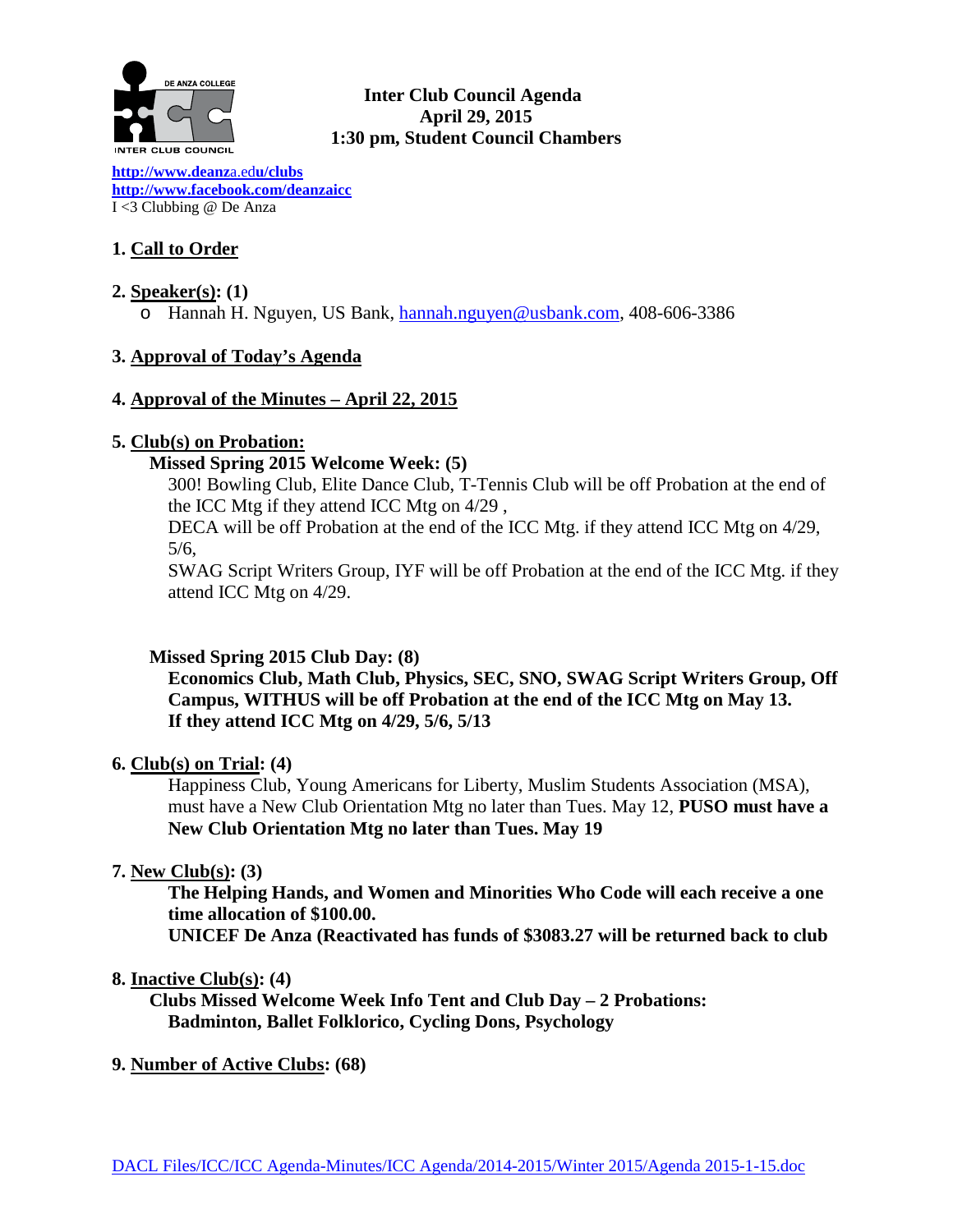**Inter Club Council Agenda**
**April 29, 2015**
**1:30 pm, Student Council Chambers**

**http://www.deanza.edu/clubs**
**http://www.facebook.com/deanzaicc**
I <3 Clubbing @ De Anza

**1. Call to Order**

**2. Speaker(s): (1)**

- Hannah H. Nguyen, US Bank, hannah.nguyen@usbank.com, 408-606-3386

**3. Approval of Today's Agenda**

**4. Approval of the Minutes – April 22, 2015**

**5. Club(s) on Probation:**

**Missed Spring 2015 Welcome Week: (5)**

300! Bowling Club, Elite Dance Club, T-Tennis Club will be off Probation at the end of the ICC Mtg if they attend ICC Mtg on 4/29 ,
DECA will be off Probation at the end of the ICC Mtg. if they attend ICC Mtg on 4/29, 5/6,
SWAG Script Writers Group, IYF will be off Probation at the end of the ICC Mtg. if they attend ICC Mtg on 4/29.

**Missed Spring 2015 Club Day: (8)**

**Economics Club, Math Club, Physics, SEC, SNO, SWAG Script Writers Group, Off Campus, WITHUS will be off Probation at the end of the ICC Mtg on May 13. If they attend ICC Mtg on 4/29, 5/6, 5/13**

**6. Club(s) on Trial: (4)**

Happiness Club, Young Americans for Liberty, Muslim Students Association (MSA), must have a New Club Orientation Mtg no later than Tues. May 12, **PUSO must have a New Club Orientation Mtg no later than Tues. May 19**

**7. New Club(s): (3)**

**The Helping Hands, and Women and Minorities Who Code will each receive a one time allocation of $100.00.**
**UNICEF De Anza (Reactivated has funds of $3083.27 will be returned back to club**

**8. Inactive Club(s): (4)**

**Clubs Missed Welcome Week Info Tent and Club Day – 2 Probations:**
**Badminton, Ballet Folklorico, Cycling Dons, Psychology**

**9. Number of Active Clubs: (68)**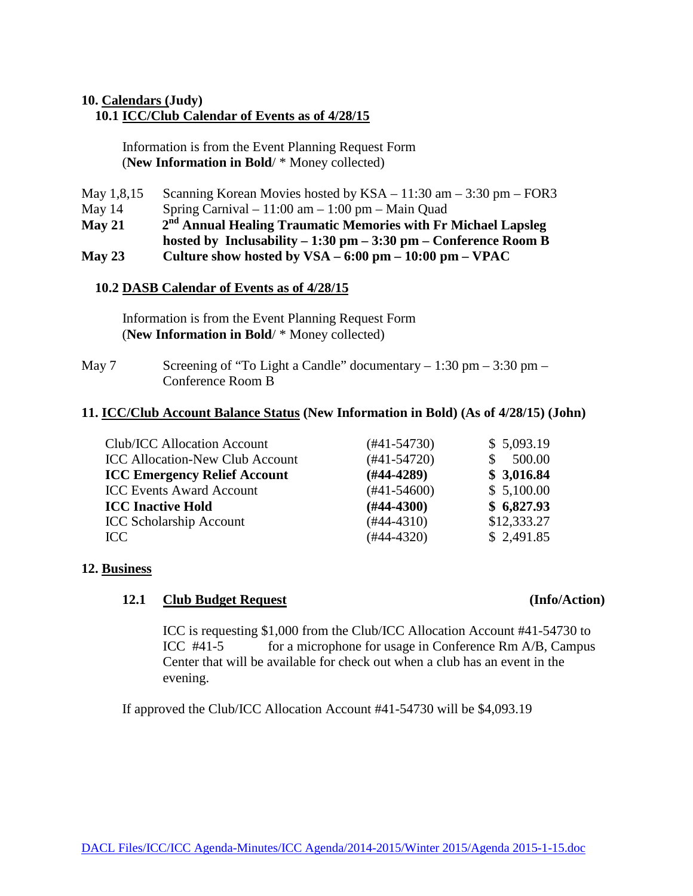## 10. Calendars (Judy)

### 10.1 ICC/Club Calendar of Events as of 4/28/15

Information is from the Event Planning Request Form
(**New Information in Bold**/ * Money collected)

May 1,8,15 — Scanning Korean Movies hosted by KSA – 11:30 am – 3:30 pm – FOR3

May 14 — Spring Carnival – 11:00 am – 1:00 pm – Main Quad

**May 21 — 2nd Annual Healing Traumatic Memories with Fr Michael Lapsleg hosted by Inclusability – 1:30 pm – 3:30 pm – Conference Room B**

**May 23 — Culture show hosted by VSA – 6:00 pm – 10:00 pm – VPAC**

### 10.2 DASB Calendar of Events as of 4/28/15

Information is from the Event Planning Request Form
(**New Information in Bold**/ * Money collected)

May 7 — Screening of "To Light a Candle" documentary – 1:30 pm – 3:30 pm – Conference Room B

## 11. ICC/Club Account Balance Status (New Information in Bold) (As of 4/28/15) (John)

| Account | Number | Balance |
|---|---|---|
| Club/ICC Allocation Account | (#41-54730) | $ 5,093.19 |
| ICC Allocation-New Club Account | (#41-54720) | $ 500.00 |
| **ICC Emergency Relief Account** | **(#44-4289)** | **$ 3,016.84** |
| ICC Events Award Account | (#41-54600) | $ 5,100.00 |
| **ICC Inactive Hold** | **(#44-4300)** | **$ 6,827.93** |
| ICC Scholarship Account | (#44-4310) | $12,333.27 |
| ICC | (#44-4320) | $ 2,491.85 |

## 12. Business

### 12.1 Club Budget Request **(Info/Action)**

ICC is requesting $1,000 from the Club/ICC Allocation Account #41-54730 to ICC #41-5 for a microphone for usage in Conference Rm A/B, Campus Center that will be available for check out when a club has an event in the evening.

If approved the Club/ICC Allocation Account #41-54730 will be $4,093.19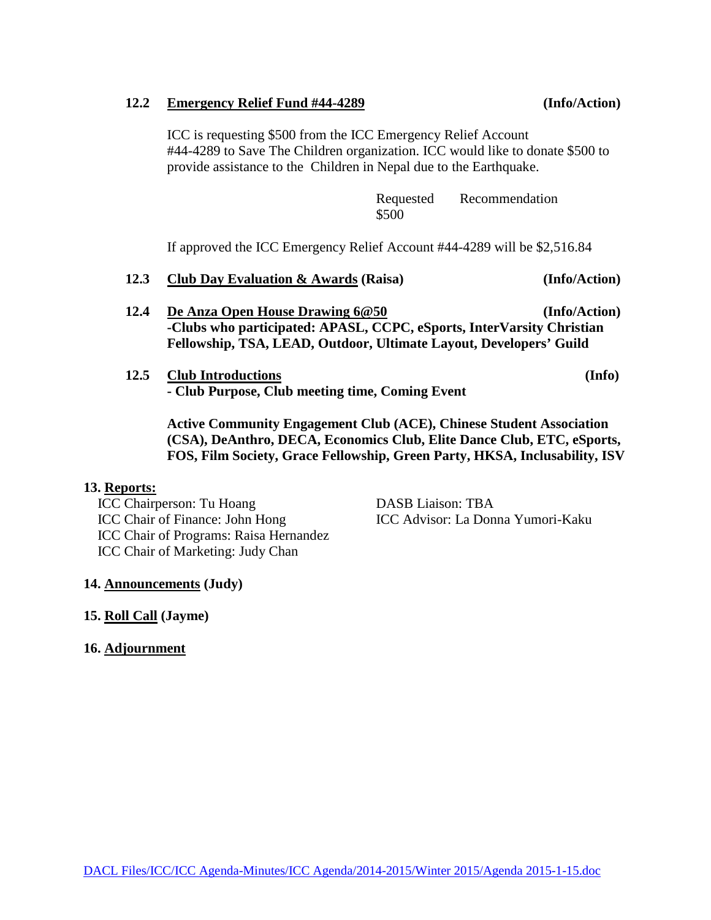**12.2 Emergency Relief Fund #44-4289** **(Info/Action)**

ICC is requesting $500 from the ICC Emergency Relief Account #44-4289 to Save The Children organization. ICC would like to donate $500 to provide assistance to the Children in Nepal due to the Earthquake.

| Requested | Recommendation |
|---|---|
| $500 | |

If approved the ICC Emergency Relief Account #44-4289 will be $2,516.84

**12.3 Club Day Evaluation & Awards (Raisa)** **(Info/Action)**

**12.4 De Anza Open House Drawing 6@50** **(Info/Action)**
**-Clubs who participated: APASL, CCPC, eSports, InterVarsity Christian Fellowship, TSA, LEAD, Outdoor, Ultimate Layout, Developers' Guild**

**12.5 Club Introductions** **(Info)**
**- Club Purpose, Club meeting time, Coming Event**

**Active Community Engagement Club (ACE), Chinese Student Association (CSA), DeAnthro, DECA, Economics Club, Elite Dance Club, ETC, eSports, FOS, Film Society, Grace Fellowship, Green Party, HKSA, Inclusability, ISV**

**13. Reports:**

ICC Chairperson: Tu Hoang
ICC Chair of Finance: John Hong
ICC Chair of Programs: Raisa Hernandez
ICC Chair of Marketing: Judy Chan
DASB Liaison: TBA
ICC Advisor: La Donna Yumori-Kaku

**14. Announcements (Judy)**

**15. Roll Call (Jayme)**

**16. Adjournment**

DACL Files/ICC/ICC Agenda-Minutes/ICC Agenda/2014-2015/Winter 2015/Agenda 2015-1-15.doc